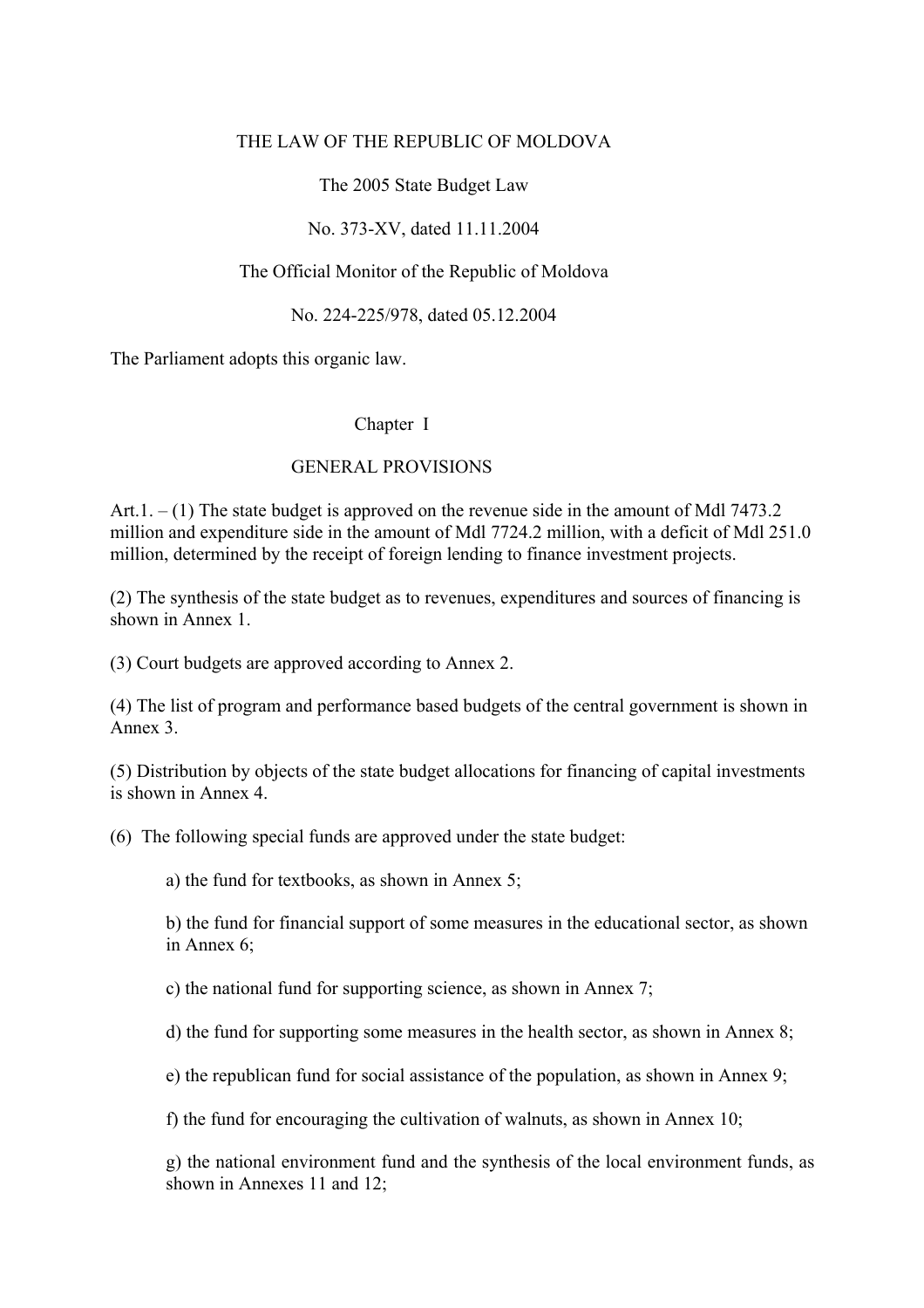# THE LAW OF THE REPUBLIC OF MOLDOVA

The 2005 State Budget Law

No. 373-XV, dated 11.11.2004

The Official Monitor of the Republic of Moldova

No. 224-225/978, dated 05.12.2004

The Parliament adopts this organic law.

## Chapter I

## GENERAL PROVISIONS

Art.1. – (1) The state budget is approved on the revenue side in the amount of Mdl 7473.2 million and expenditure side in the amount of Mdl 7724.2 million, with a deficit of Mdl 251.0 million, determined by the receipt of foreign lending to finance investment projects.

(2) The synthesis of the state budget as to revenues, expenditures and sources of financing is shown in Annex 1.

(3) Court budgets are approved according to Annex 2.

(4) The list of program and performance based budgets of the central government is shown in Annex 3.

(5) Distribution by objects of the state budget allocations for financing of capital investments is shown in Annex 4.

(6) The following special funds are approved under the state budget:

a) the fund for textbooks, as shown in Annex 5;

b) the fund for financial support of some measures in the educational sector, as shown in Annex 6;

c) the national fund for supporting science, as shown in Annex 7;

d) the fund for supporting some measures in the health sector, as shown in Annex 8;

e) the republican fund for social assistance of the population, as shown in Annex 9;

f) the fund for encouraging the cultivation of walnuts, as shown in Annex 10;

g) the national environment fund and the synthesis of the local environment funds, as shown in Annexes 11 and 12;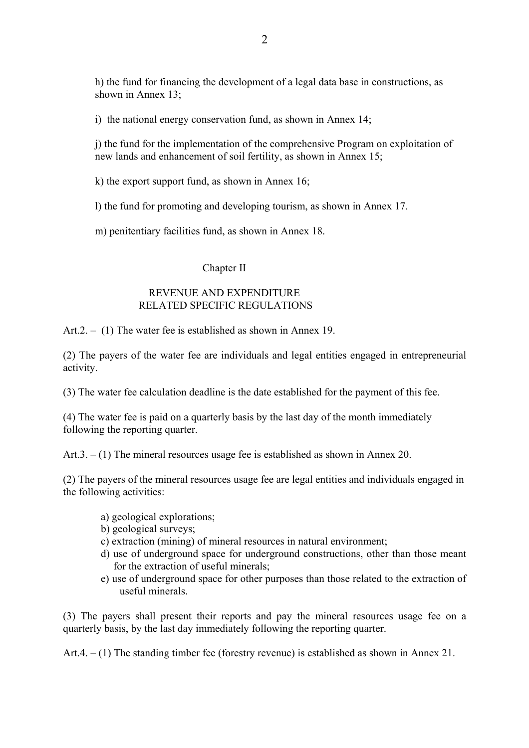h) the fund for financing the development of a legal data base in constructions, as shown in Annex 13;

i) the national energy conservation fund, as shown in Annex 14;

j) the fund for the implementation of the comprehensive Program on exploitation of new lands and enhancement of soil fertility, as shown in Annex 15;

k) the export support fund, as shown in Annex 16;

l) the fund for promoting and developing tourism, as shown in Annex 17.

m) penitentiary facilities fund, as shown in Annex 18.

## Chapter II

## REVENUE AND EXPENDITURE RELATED SPECIFIC REGULATIONS

Art.2. – (1) The water fee is established as shown in Annex 19.

(2) The payers of the water fee are individuals and legal entities engaged in entrepreneurial activity.

(3) The water fee calculation deadline is the date established for the payment of this fee.

(4) The water fee is paid on a quarterly basis by the last day of the month immediately following the reporting quarter.

Art.3. – (1) The mineral resources usage fee is established as shown in Annex 20.

(2) The payers of the mineral resources usage fee are legal entities and individuals engaged in the following activities:

a) geological explorations;
b) geological surveys;
c) extraction (mining) of mineral resources in natural environment;
d) use of underground space for underground constructions, other than those meant for the extraction of useful minerals;
e) use of underground space for other purposes than those related to the extraction of useful minerals.

(3) The payers shall present their reports and pay the mineral resources usage fee on a quarterly basis, by the last day immediately following the reporting quarter.

Art.4. – (1) The standing timber fee (forestry revenue) is established as shown in Annex 21.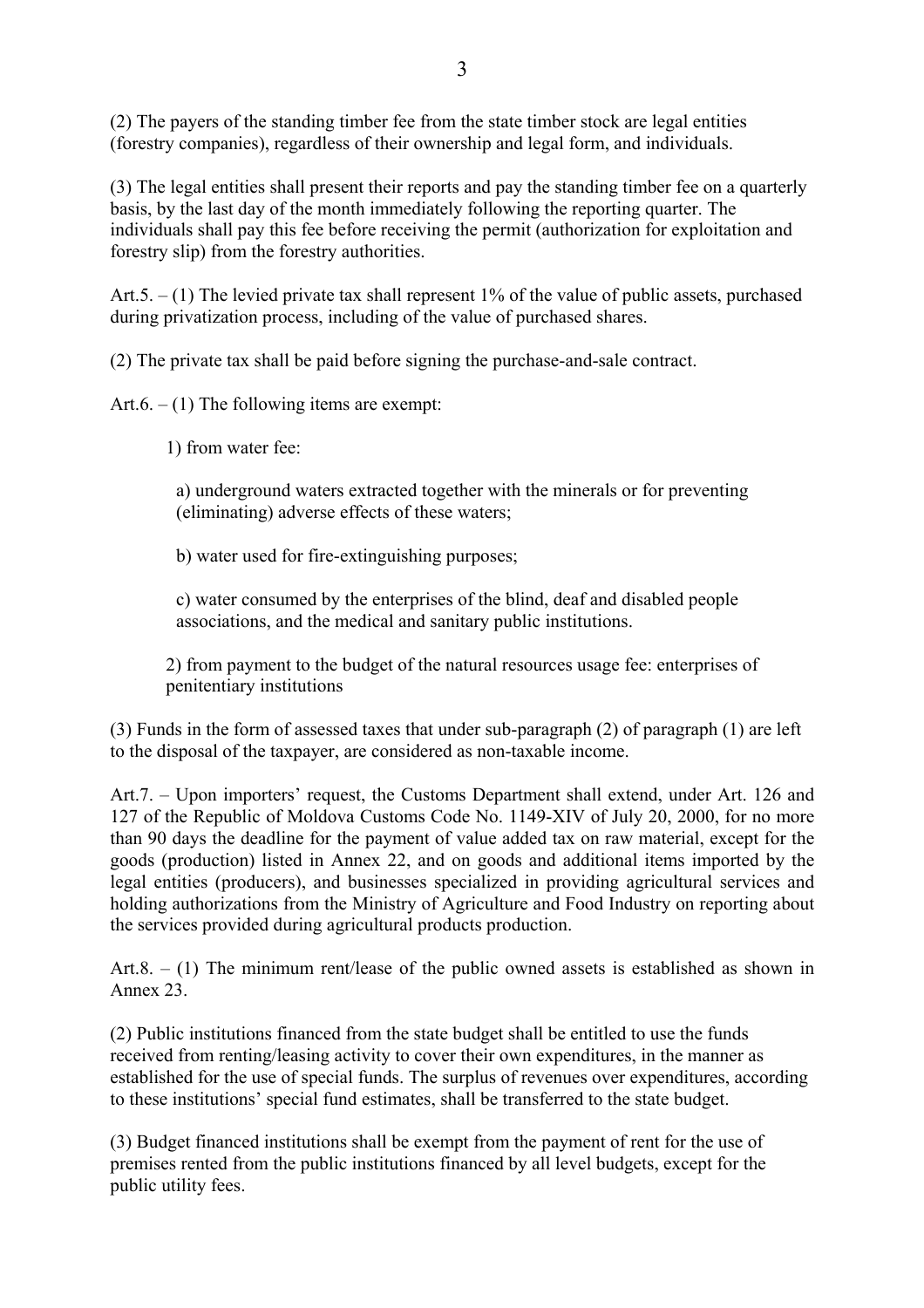(2) The payers of the standing timber fee from the state timber stock are legal entities (forestry companies), regardless of their ownership and legal form, and individuals.

(3) The legal entities shall present their reports and pay the standing timber fee on a quarterly basis, by the last day of the month immediately following the reporting quarter. The individuals shall pay this fee before receiving the permit (authorization for exploitation and forestry slip) from the forestry authorities.

Art.5. – (1) The levied private tax shall represent 1% of the value of public assets, purchased during privatization process, including of the value of purchased shares.

(2) The private tax shall be paid before signing the purchase-and-sale contract.

Art.6. – (1) The following items are exempt:

1) from water fee:

a) underground waters extracted together with the minerals or for preventing (eliminating) adverse effects of these waters;

b) water used for fire-extinguishing purposes;

c) water consumed by the enterprises of the blind, deaf and disabled people associations, and the medical and sanitary public institutions.

2) from payment to the budget of the natural resources usage fee: enterprises of penitentiary institutions

(3) Funds in the form of assessed taxes that under sub-paragraph (2) of paragraph (1) are left to the disposal of the taxpayer, are considered as non-taxable income.

Art.7. – Upon importers' request, the Customs Department shall extend, under Art. 126 and 127 of the Republic of Moldova Customs Code No. 1149-XIV of July 20, 2000, for no more than 90 days the deadline for the payment of value added tax on raw material, except for the goods (production) listed in Annex 22, and on goods and additional items imported by the legal entities (producers), and businesses specialized in providing agricultural services and holding authorizations from the Ministry of Agriculture and Food Industry on reporting about the services provided during agricultural products production.

Art.8. – (1) The minimum rent/lease of the public owned assets is established as shown in Annex 23.

(2) Public institutions financed from the state budget shall be entitled to use the funds received from renting/leasing activity to cover their own expenditures, in the manner as established for the use of special funds. The surplus of revenues over expenditures, according to these institutions' special fund estimates, shall be transferred to the state budget.

(3) Budget financed institutions shall be exempt from the payment of rent for the use of premises rented from the public institutions financed by all level budgets, except for the public utility fees.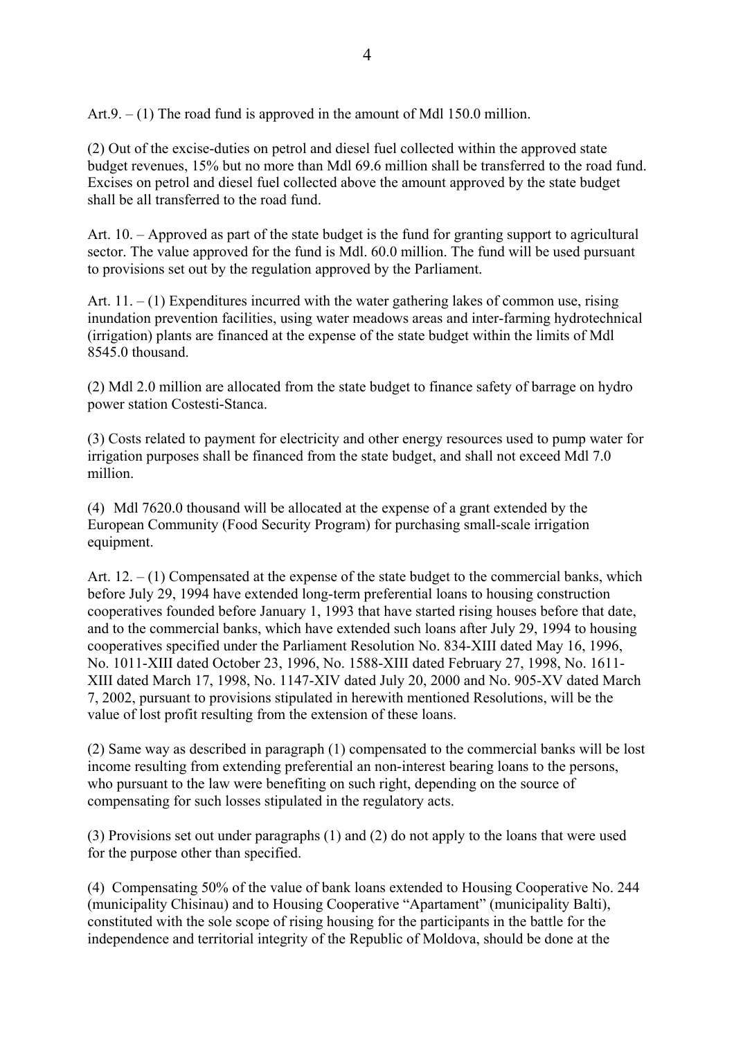Art.9. – (1) The road fund is approved in the amount of Mdl 150.0 million.

(2) Out of the excise-duties on petrol and diesel fuel collected within the approved state budget revenues, 15% but no more than Mdl 69.6 million shall be transferred to the road fund. Excises on petrol and diesel fuel collected above the amount approved by the state budget shall be all transferred to the road fund.

Art. 10. – Approved as part of the state budget is the fund for granting support to agricultural sector. The value approved for the fund is Mdl. 60.0 million. The fund will be used pursuant to provisions set out by the regulation approved by the Parliament.

Art. 11. – (1) Expenditures incurred with the water gathering lakes of common use, rising inundation prevention facilities, using water meadows areas and inter-farming hydrotechnical (irrigation) plants are financed at the expense of the state budget within the limits of Mdl 8545.0 thousand.

(2) Mdl 2.0 million are allocated from the state budget to finance safety of barrage on hydro power station Costesti-Stanca.

(3) Costs related to payment for electricity and other energy resources used to pump water for irrigation purposes shall be financed from the state budget, and shall not exceed Mdl 7.0 million.

(4) Mdl 7620.0 thousand will be allocated at the expense of a grant extended by the European Community (Food Security Program) for purchasing small-scale irrigation equipment.

Art. 12. – (1) Compensated at the expense of the state budget to the commercial banks, which before July 29, 1994 have extended long-term preferential loans to housing construction cooperatives founded before January 1, 1993 that have started rising houses before that date, and to the commercial banks, which have extended such loans after July 29, 1994 to housing cooperatives specified under the Parliament Resolution No. 834-XIII dated May 16, 1996, No. 1011-XIII dated October 23, 1996, No. 1588-XIII dated February 27, 1998, No. 1611-XIII dated March 17, 1998, No. 1147-XIV dated July 20, 2000 and No. 905-XV dated March 7, 2002, pursuant to provisions stipulated in herewith mentioned Resolutions, will be the value of lost profit resulting from the extension of these loans.

(2) Same way as described in paragraph (1) compensated to the commercial banks will be lost income resulting from extending preferential an non-interest bearing loans to the persons, who pursuant to the law were benefiting on such right, depending on the source of compensating for such losses stipulated in the regulatory acts.

(3) Provisions set out under paragraphs (1) and (2) do not apply to the loans that were used for the purpose other than specified.

(4) Compensating 50% of the value of bank loans extended to Housing Cooperative No. 244 (municipality Chisinau) and to Housing Cooperative "Apartament" (municipality Balti), constituted with the sole scope of rising housing for the participants in the battle for the independence and territorial integrity of the Republic of Moldova, should be done at the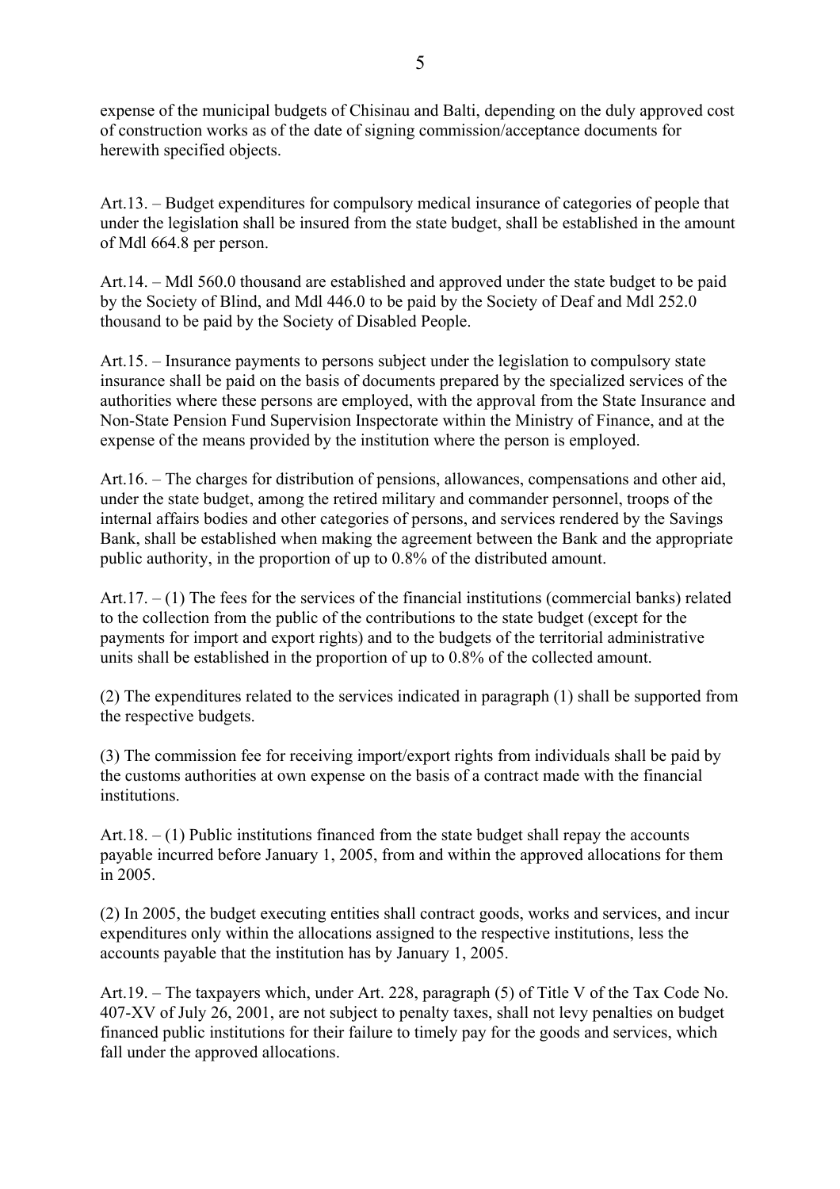expense of the municipal budgets of Chisinau and Balti, depending on the duly approved cost of construction works as of the date of signing commission/acceptance documents for herewith specified objects.

Art.13. – Budget expenditures for compulsory medical insurance of categories of people that under the legislation shall be insured from the state budget, shall be established in the amount of Mdl 664.8 per person.

Art.14. – Mdl 560.0 thousand are established and approved under the state budget to be paid by the Society of Blind, and Mdl 446.0 to be paid by the Society of Deaf and Mdl 252.0 thousand to be paid by the Society of Disabled People.

Art.15. – Insurance payments to persons subject under the legislation to compulsory state insurance shall be paid on the basis of documents prepared by the specialized services of the authorities where these persons are employed, with the approval from the State Insurance and Non-State Pension Fund Supervision Inspectorate within the Ministry of Finance, and at the expense of the means provided by the institution where the person is employed.

Art.16. – The charges for distribution of pensions, allowances, compensations and other aid, under the state budget, among the retired military and commander personnel, troops of the internal affairs bodies and other categories of persons, and services rendered by the Savings Bank, shall be established when making the agreement between the Bank and the appropriate public authority, in the proportion of up to 0.8% of the distributed amount.

Art.17. – (1) The fees for the services of the financial institutions (commercial banks) related to the collection from the public of the contributions to the state budget (except for the payments for import and export rights) and to the budgets of the territorial administrative units shall be established in the proportion of up to 0.8% of the collected amount.

(2) The expenditures related to the services indicated in paragraph (1) shall be supported from the respective budgets.

(3) The commission fee for receiving import/export rights from individuals shall be paid by the customs authorities at own expense on the basis of a contract made with the financial institutions.

Art.18. – (1) Public institutions financed from the state budget shall repay the accounts payable incurred before January 1, 2005, from and within the approved allocations for them in 2005.

(2) In 2005, the budget executing entities shall contract goods, works and services, and incur expenditures only within the allocations assigned to the respective institutions, less the accounts payable that the institution has by January 1, 2005.

Art.19. – The taxpayers which, under Art. 228, paragraph (5) of Title V of the Tax Code No. 407-XV of July 26, 2001, are not subject to penalty taxes, shall not levy penalties on budget financed public institutions for their failure to timely pay for the goods and services, which fall under the approved allocations.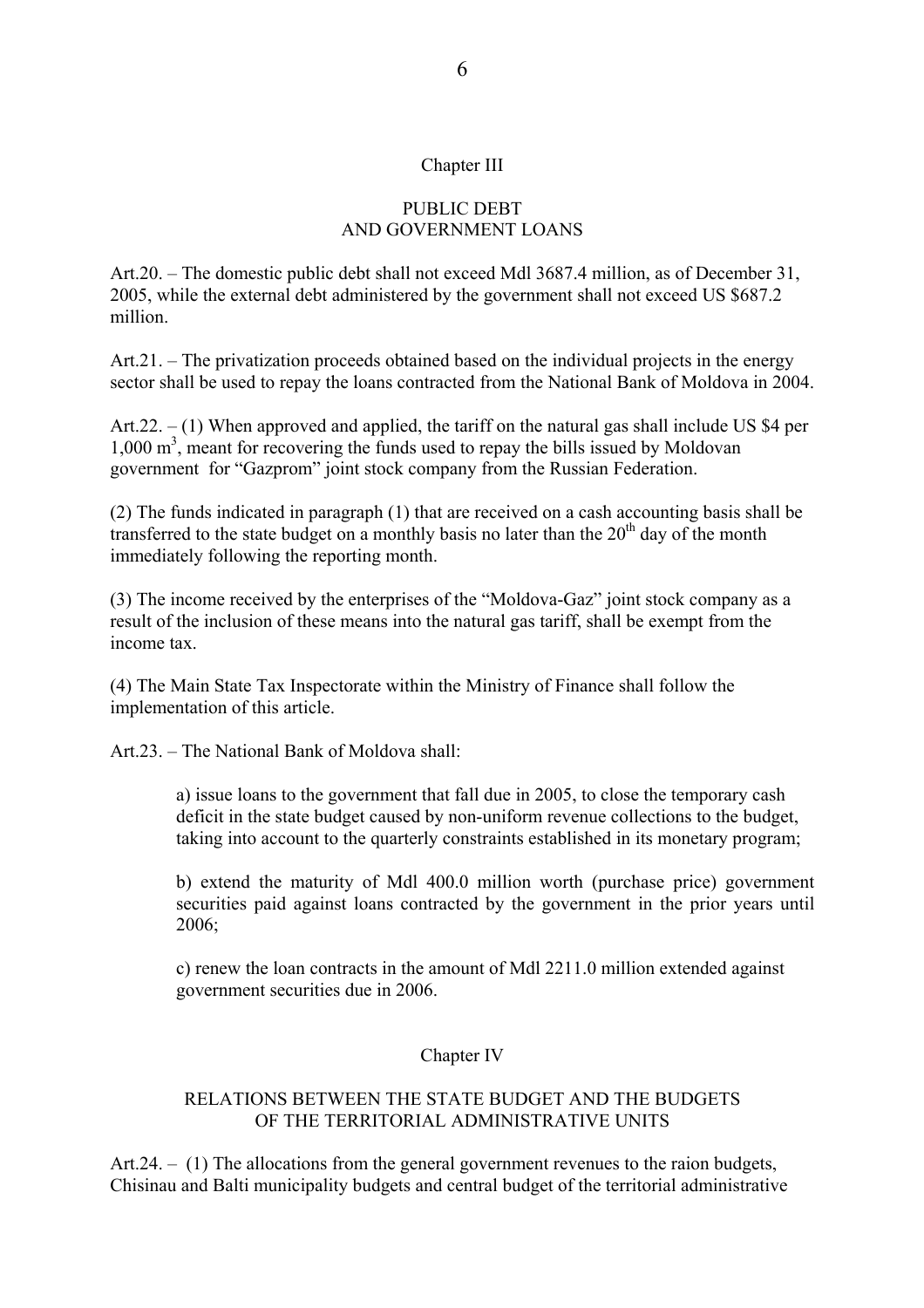## Chapter III

## PUBLIC DEBT AND GOVERNMENT LOANS

Art.20. – The domestic public debt shall not exceed Mdl 3687.4 million, as of December 31, 2005, while the external debt administered by the government shall not exceed US $687.2 million.

Art.21. – The privatization proceeds obtained based on the individual projects in the energy sector shall be used to repay the loans contracted from the National Bank of Moldova in 2004.

Art.22. – (1) When approved and applied, the tariff on the natural gas shall include US $4 per 1,000 $m^3$, meant for recovering the funds used to repay the bills issued by Moldovan government for "Gazprom" joint stock company from the Russian Federation.

(2) The funds indicated in paragraph (1) that are received on a cash accounting basis shall be transferred to the state budget on a monthly basis no later than the 20th day of the month immediately following the reporting month.

(3) The income received by the enterprises of the "Moldova-Gaz" joint stock company as a result of the inclusion of these means into the natural gas tariff, shall be exempt from the income tax.

(4) The Main State Tax Inspectorate within the Ministry of Finance shall follow the implementation of this article.

Art.23. – The National Bank of Moldova shall:

a) issue loans to the government that fall due in 2005, to close the temporary cash deficit in the state budget caused by non-uniform revenue collections to the budget, taking into account to the quarterly constraints established in its monetary program;

b) extend the maturity of Mdl 400.0 million worth (purchase price) government securities paid against loans contracted by the government in the prior years until 2006;

c) renew the loan contracts in the amount of Mdl 2211.0 million extended against government securities due in 2006.

## Chapter IV

## RELATIONS BETWEEN THE STATE BUDGET AND THE BUDGETS OF THE TERRITORIAL ADMINISTRATIVE UNITS

Art.24. – (1) The allocations from the general government revenues to the raion budgets, Chisinau and Balti municipality budgets and central budget of the territorial administrative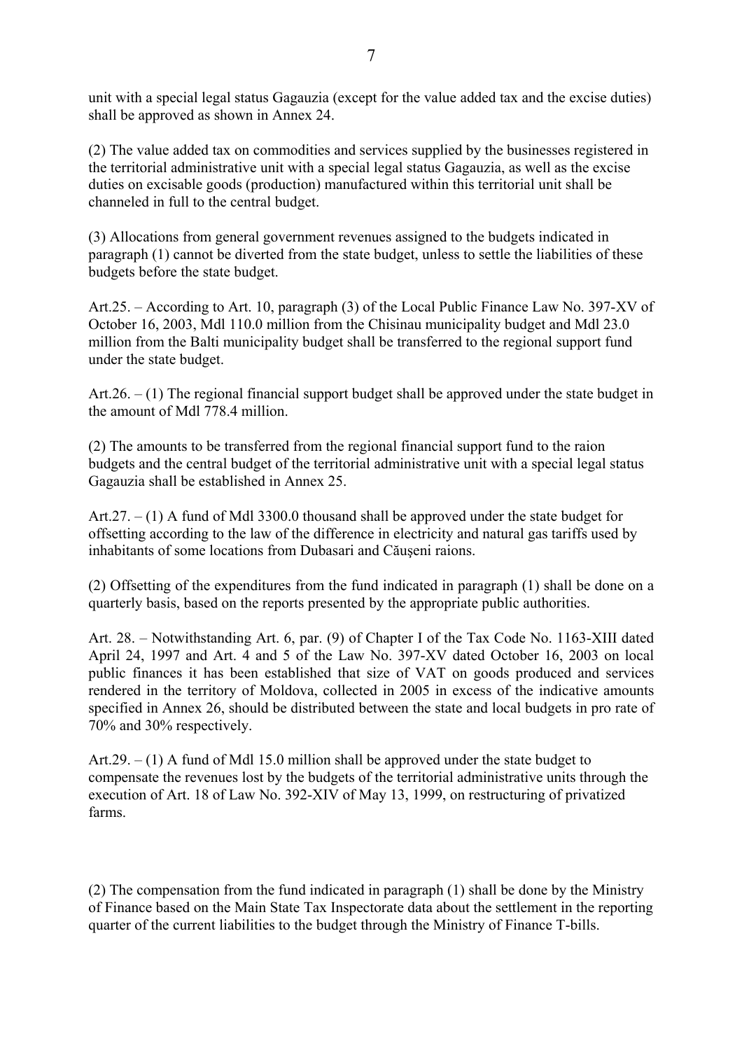unit with a special legal status Gagauzia (except for the value added tax and the excise duties) shall be approved as shown in Annex 24.

(2) The value added tax on commodities and services supplied by the businesses registered in the territorial administrative unit with a special legal status Gagauzia, as well as the excise duties on excisable goods (production) manufactured within this territorial unit shall be channeled in full to the central budget.

(3) Allocations from general government revenues assigned to the budgets indicated in paragraph (1) cannot be diverted from the state budget, unless to settle the liabilities of these budgets before the state budget.

Art.25. – According to Art. 10, paragraph (3) of the Local Public Finance Law No. 397-XV of October 16, 2003, Mdl 110.0 million from the Chisinau municipality budget and Mdl 23.0 million from the Balti municipality budget shall be transferred to the regional support fund under the state budget.

Art.26. – (1) The regional financial support budget shall be approved under the state budget in the amount of Mdl 778.4 million.

(2) The amounts to be transferred from the regional financial support fund to the raion budgets and the central budget of the territorial administrative unit with a special legal status Gagauzia shall be established in Annex 25.

Art.27. – (1) A fund of Mdl 3300.0 thousand shall be approved under the state budget for offsetting according to the law of the difference in electricity and natural gas tariffs used by inhabitants of some locations from Dubasari and Căuşeni raions.

(2) Offsetting of the expenditures from the fund indicated in paragraph (1) shall be done on a quarterly basis, based on the reports presented by the appropriate public authorities.

Art. 28. – Notwithstanding Art. 6, par. (9) of Chapter I of the Tax Code No. 1163-XIII dated April 24, 1997 and Art. 4 and 5 of the Law No. 397-XV dated October 16, 2003 on local public finances it has been established that size of VAT on goods produced and services rendered in the territory of Moldova, collected in 2005 in excess of the indicative amounts specified in Annex 26, should be distributed between the state and local budgets in pro rate of 70% and 30% respectively.

Art.29. – (1) A fund of Mdl 15.0 million shall be approved under the state budget to compensate the revenues lost by the budgets of the territorial administrative units through the execution of Art. 18 of Law No. 392-XIV of May 13, 1999, on restructuring of privatized farms.

(2) The compensation from the fund indicated in paragraph (1) shall be done by the Ministry of Finance based on the Main State Tax Inspectorate data about the settlement in the reporting quarter of the current liabilities to the budget through the Ministry of Finance T-bills.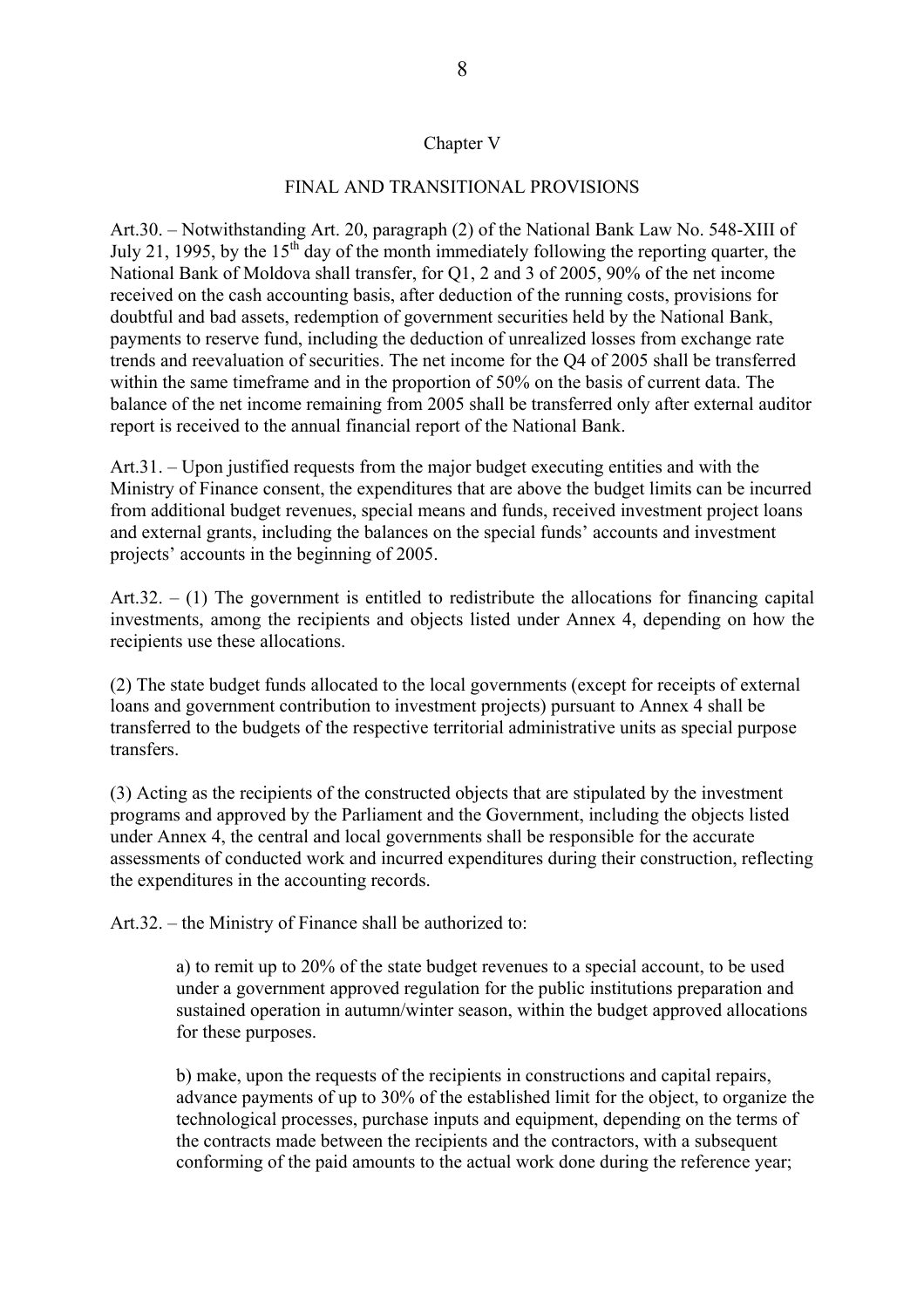## Chapter V

## FINAL AND TRANSITIONAL PROVISIONS

Art.30. – Notwithstanding Art. 20, paragraph (2) of the National Bank Law No. 548-XIII of July 21, 1995, by the 15th day of the month immediately following the reporting quarter, the National Bank of Moldova shall transfer, for Q1, 2 and 3 of 2005, 90% of the net income received on the cash accounting basis, after deduction of the running costs, provisions for doubtful and bad assets, redemption of government securities held by the National Bank, payments to reserve fund, including the deduction of unrealized losses from exchange rate trends and reevaluation of securities. The net income for the Q4 of 2005 shall be transferred within the same timeframe and in the proportion of 50% on the basis of current data. The balance of the net income remaining from 2005 shall be transferred only after external auditor report is received to the annual financial report of the National Bank.

Art.31. – Upon justified requests from the major budget executing entities and with the Ministry of Finance consent, the expenditures that are above the budget limits can be incurred from additional budget revenues, special means and funds, received investment project loans and external grants, including the balances on the special funds' accounts and investment projects' accounts in the beginning of 2005.

Art.32. – (1) The government is entitled to redistribute the allocations for financing capital investments, among the recipients and objects listed under Annex 4, depending on how the recipients use these allocations.

(2) The state budget funds allocated to the local governments (except for receipts of external loans and government contribution to investment projects) pursuant to Annex 4 shall be transferred to the budgets of the respective territorial administrative units as special purpose transfers.

(3) Acting as the recipients of the constructed objects that are stipulated by the investment programs and approved by the Parliament and the Government, including the objects listed under Annex 4, the central and local governments shall be responsible for the accurate assessments of conducted work and incurred expenditures during their construction, reflecting the expenditures in the accounting records.

Art.32. – the Ministry of Finance shall be authorized to:

a) to remit up to 20% of the state budget revenues to a special account, to be used under a government approved regulation for the public institutions preparation and sustained operation in autumn/winter season, within the budget approved allocations for these purposes.

b) make, upon the requests of the recipients in constructions and capital repairs, advance payments of up to 30% of the established limit for the object, to organize the technological processes, purchase inputs and equipment, depending on the terms of the contracts made between the recipients and the contractors, with a subsequent conforming of the paid amounts to the actual work done during the reference year;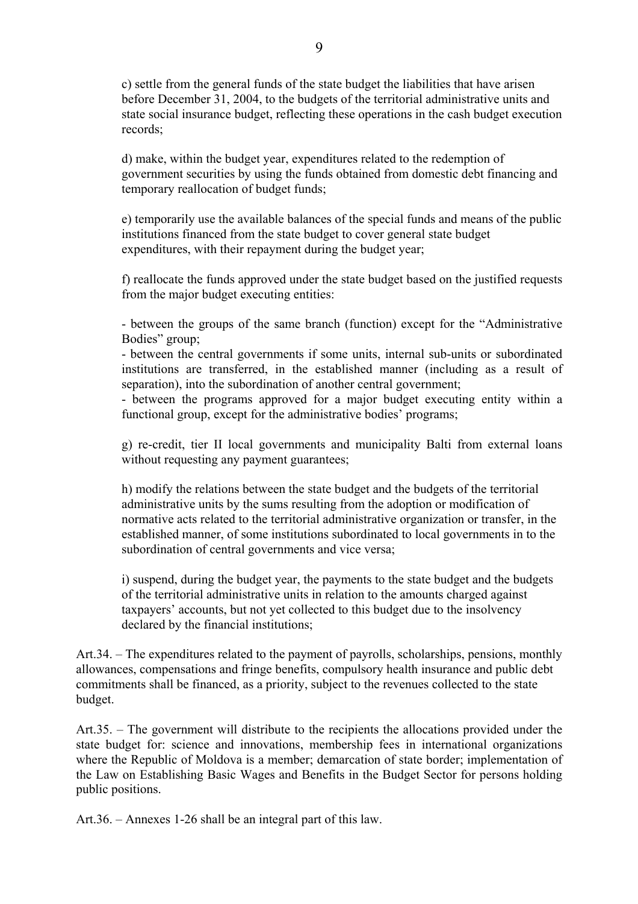c) settle from the general funds of the state budget the liabilities that have arisen before December 31, 2004, to the budgets of the territorial administrative units and state social insurance budget, reflecting these operations in the cash budget execution records;

d) make, within the budget year, expenditures related to the redemption of government securities by using the funds obtained from domestic debt financing and temporary reallocation of budget funds;

e) temporarily use the available balances of the special funds and means of the public institutions financed from the state budget to cover general state budget expenditures, with their repayment during the budget year;

f) reallocate the funds approved under the state budget based on the justified requests from the major budget executing entities:

- between the groups of the same branch (function) except for the “Administrative Bodies” group;
- between the central governments if some units, internal sub-units or subordinated institutions are transferred, in the established manner (including as a result of separation), into the subordination of another central government;
- between the programs approved for a major budget executing entity within a functional group, except for the administrative bodies’ programs;

g) re-credit, tier II local governments and municipality Balti from external loans without requesting any payment guarantees;

h) modify the relations between the state budget and the budgets of the territorial administrative units by the sums resulting from the adoption or modification of normative acts related to the territorial administrative organization or transfer, in the established manner, of some institutions subordinated to local governments in to the subordination of central governments and vice versa;

i) suspend, during the budget year, the payments to the state budget and the budgets of the territorial administrative units in relation to the amounts charged against taxpayers’ accounts, but not yet collected to this budget due to the insolvency declared by the financial institutions;

Art.34. – The expenditures related to the payment of payrolls, scholarships, pensions, monthly allowances, compensations and fringe benefits, compulsory health insurance and public debt commitments shall be financed, as a priority, subject to the revenues collected to the state budget.

Art.35. – The government will distribute to the recipients the allocations provided under the state budget for: science and innovations, membership fees in international organizations where the Republic of Moldova is a member; demarcation of state border; implementation of the Law on Establishing Basic Wages and Benefits in the Budget Sector for persons holding public positions.

Art.36. – Annexes 1-26 shall be an integral part of this law.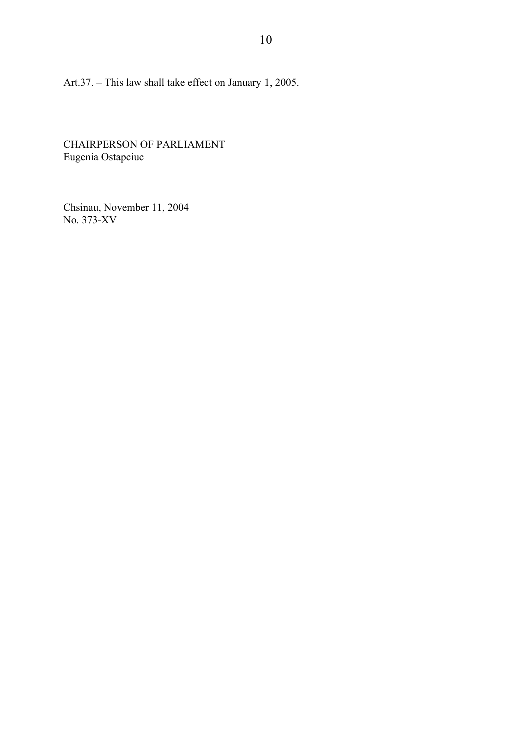Art.37. – This law shall take effect on January 1, 2005.

CHAIRPERSON OF PARLIAMENT
Eugenia Ostapciuc

Chsinau, November 11, 2004
No. 373-XV